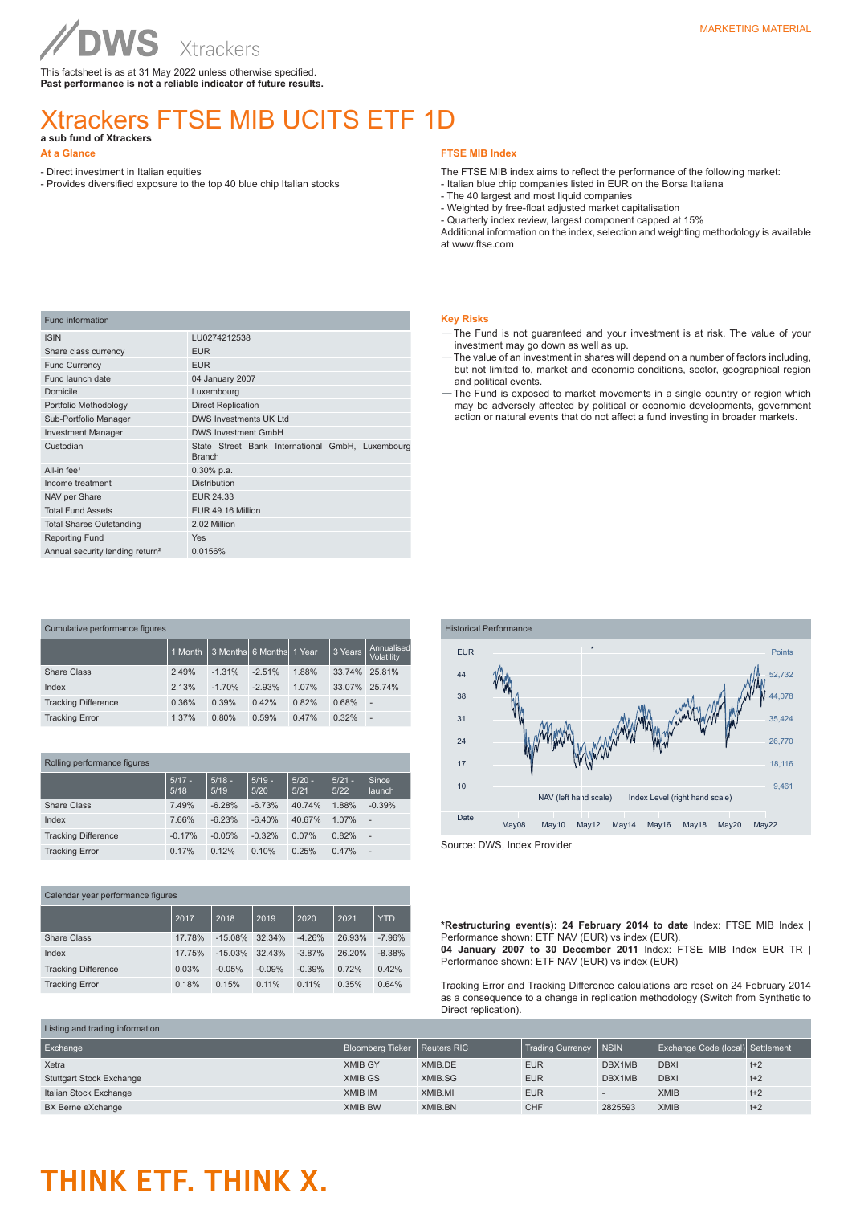MARKETING MATERIAL

DWS Xtrackers

This factsheet is as at 31 May 2022 unless otherwise specified.
**Past performance is not a reliable indicator of future results.**

# Xtrackers FTSE MIB UCITS ETF 1D

**a sub fund of Xtrackers**

## At a Glance

- Direct investment in Italian equities
- Provides diversified exposure to the top 40 blue chip Italian stocks

## FTSE MIB Index

The FTSE MIB index aims to reflect the performance of the following market:
- Italian blue chip companies listed in EUR on the Borsa Italiana
- The 40 largest and most liquid companies
- Weighted by free-float adjusted market capitalisation
- Quarterly index review, largest component capped at 15%

Additional information on the index, selection and weighting methodology is available at www.ftse.com

| Fund information | |
|---|---|
| ISIN | LU0274212538 |
| Share class currency | EUR |
| Fund Currency | EUR |
| Fund launch date | 04 January 2007 |
| Domicile | Luxembourg |
| Portfolio Methodology | Direct Replication |
| Sub-Portfolio Manager | DWS Investments UK Ltd |
| Investment Manager | DWS Investment GmbH |
| Custodian | State Street Bank International GmbH, Luxembourg Branch |
| All-in fee[1] | 0.30% p.a. |
| Income treatment | Distribution |
| NAV per Share | EUR 24.33 |
| Total Fund Assets | EUR 49.16 Million |
| Total Shares Outstanding | 2.02 Million |
| Reporting Fund | Yes |
| Annual security lending return[2] | 0.0156% |

## Key Risks

- The Fund is not guaranteed and your investment is at risk. The value of your investment may go down as well as up.
- The value of an investment in shares will depend on a number of factors including, but not limited to, market and economic conditions, sector, geographical region and political events.
- The Fund is exposed to market movements in a single country or region which may be adversely affected by political or economic developments, government action or natural events that do not affect a fund investing in broader markets.

| Cumulative performance figures | 1 Month | 3 Months | 6 Months | 1 Year | 3 Years | Annualised Volatility |
|---|---|---|---|---|---|---|
| Share Class | 2.49% | -1.31% | -2.51% | 1.88% | 33.74% | 25.81% |
| Index | 2.13% | -1.70% | -2.93% | 1.07% | 33.07% | 25.74% |
| Tracking Difference | 0.36% | 0.39% | 0.42% | 0.82% | 0.68% | - |
| Tracking Error | 1.37% | 0.80% | 0.59% | 0.47% | 0.32% | - |

Historical Performance

EUR / Points

NAV (left hand scale) — Index Level (right hand scale)

Date: May08 May10 May12 May14 May16 May18 May20 May22

Source: DWS, Index Provider

| Rolling performance figures | 5/17 - 5/18 | 5/18 - 5/19 | 5/19 - 5/20 | 5/20 - 5/21 | 5/21 - 5/22 | Since launch |
|---|---|---|---|---|---|---|
| Share Class | 7.49% | -6.28% | -6.73% | 40.74% | 1.88% | -0.39% |
| Index | 7.66% | -6.23% | -6.40% | 40.67% | 1.07% | - |
| Tracking Difference | -0.17% | -0.05% | -0.32% | 0.07% | 0.82% | - |
| Tracking Error | 0.17% | 0.12% | 0.10% | 0.25% | 0.47% | - |

| Calendar year performance figures | 2017 | 2018 | 2019 | 2020 | 2021 | YTD |
|---|---|---|---|---|---|---|
| Share Class | 17.78% | -15.08% | 32.34% | -4.26% | 26.93% | -7.96% |
| Index | 17.75% | -15.03% | 32.43% | -3.87% | 26.20% | -8.38% |
| Tracking Difference | 0.03% | -0.05% | -0.09% | -0.39% | 0.72% | 0.42% |
| Tracking Error | 0.18% | 0.15% | 0.11% | 0.11% | 0.35% | 0.64% |

**\*Restructuring event(s): 24 February 2014 to date** Index: FTSE MIB Index | Performance shown: ETF NAV (EUR) vs index (EUR).
**04 January 2007 to 30 December 2011** Index: FTSE MIB Index EUR TR | Performance shown: ETF NAV (EUR) vs index (EUR)

Tracking Error and Tracking Difference calculations are reset on 24 February 2014 as a consequence to a change in replication methodology (Switch from Synthetic to Direct replication).

| Exchange | Bloomberg Ticker | Reuters RIC | Trading Currency | NSIN | Exchange Code (local) | Settlement |
|---|---|---|---|---|---|---|
| Xetra | XMIB GY | XMIB.DE | EUR | DBX1MB | DBXI | t+2 |
| Stuttgart Stock Exchange | XMIB GS | XMIB.SG | EUR | DBX1MB | DBXI | t+2 |
| Italian Stock Exchange | XMIB IM | XMIB.MI | EUR | - | XMIB | t+2 |
| BX Berne eXchange | XMIB BW | XMIB.BN | CHF | 2825593 | XMIB | t+2 |

THINK ETF. THINK X.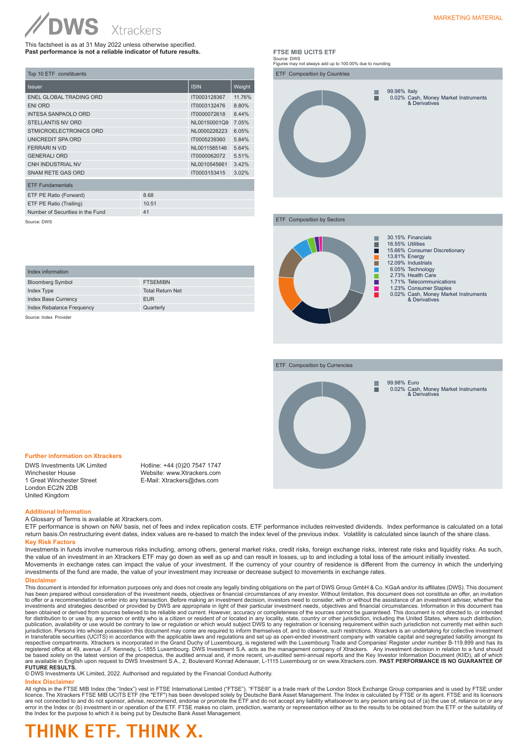MARKETING MATERIAL

This factsheet is as at 31 May 2022 unless otherwise specified.
**Past performance is not a reliable indicator of future results.**

## FTSE MIB UCITS ETF

Source: DWS
Figures may not always add up to 100.00% due to rounding

### Top 10 ETF constituents

| Issuer | ISIN | Weight |
|---|---|---|
| ENEL GLOBAL TRADING ORD | IT0003128367 | 11.76% |
| ENI ORD | IT0003132476 | 8.80% |
| INTESA SANPAOLO ORD | IT0000072618 | 8.44% |
| STELLANTIS NV ORD | NL00150001Q9 | 7.05% |
| STMICROELECTRONICS ORD | NL0000226223 | 6.05% |
| UNICREDIT SPA ORD | IT0005239360 | 5.84% |
| FERRARI N V/D | NL0011585146 | 5.64% |
| GENERALI ORD | IT0000062072 | 5.51% |
| CNH INDUSTRIAL NV | NL0010545661 | 3.42% |
| SNAM RETE GAS ORD | IT0003153415 | 3.02% |

### ETF Fundamentals

| | |
|---|---|
| ETF PE Ratio (Forward) | 8.68 |
| ETF PE Ratio (Trailing) | 10.51 |
| Number of Securities in the Fund | 41 |

Source: DWS

### ETF Composition by Countries

99.98% Italy
0.02% Cash, Money Market Instruments & Derivatives

### ETF Composition by Sectors

30.15% Financials
16.55% Utilities
15.66% Consumer Discretionary
13.81% Energy
12.09% Industrials
6.05% Technology
2.73% Health Care
1.71% Telecommunications
1.23% Consumer Staples
0.02% Cash, Money Market Instruments & Derivatives

### Index information

| | |
|---|---|
| Bloomberg Symbol | FTSEMIBN |
| Index Type | Total Return Net |
| Index Base Currency | EUR |
| Index Rebalance Frequency | Quarterly |

Source: Index Provider

### ETF Composition by Currencies

99.98% Euro
0.02% Cash, Money Market Instruments & Derivatives

### Further information on Xtrackers

DWS Investments UK Limited
Winchester House
1 Great Winchester Street
London EC2N 2DB
United Kingdom

Hotline: +44 (0)20 7547 1747
Website: www.Xtrackers.com
E-Mail: Xtrackers@dws.com

### Additional Information

A Glossary of Terms is available at Xtrackers.com.

ETF performance is shown on NAV basis, net of fees and index replication costs. ETF performance includes reinvested dividends. Index performance is calculated on a total return basis.On restructuring event dates, index values are re-based to match the index level of the previous index. Volatility is calculated since launch of the share class.

### Key Risk Factors

Investments in funds involve numerous risks including, among others, general market risks, credit risks, foreign exchange risks, interest rate risks and liquidity risks. As such, the value of an investment in an Xtrackers ETF may go down as well as up and can result in losses, up to and including a total loss of the amount initially invested.

Movements in exchange rates can impact the value of your investment. If the currency of your country of residence is different from the currency in which the underlying investments of the fund are made, the value of your investment may increase or decrease subject to movements in exchange rates.

### Disclaimer

This document is intended for information purposes only and does not create any legally binding obligations on the part of DWS Group GmbH & Co. KGaA and/or its affiliates (DWS). This document has been prepared without consideration of the investment needs, objectives or financial circumstances of any investor. Without limitation, this document does not constitute an offer, an invitation to offer or a recommendation to enter into any transaction. Before making an investment decision, investors need to consider, with or without the assistance of an investment adviser, whether the investments and strategies described or provided by DWS are appropriate in light of their particular investment needs, objectives and financial circumstances. Information in this document has been obtained or derived from sources believed to be reliable and current. However, accuracy or completeness of the sources cannot be guaranteed. This document is not directed to, or intended for distribution to or use by, any person or entity who is a citizen or resident of or located in any locality, state, country or other jurisdiction, including the United States, where such distribution, publication, availability or use would be contrary to law or regulation or which would subject DWS to any registration or licensing requirement within such jurisdiction not currently met within such jurisdiction. Persons into whose possession this document may come are required to inform themselves of, and to observe, such restrictions. Xtrackers is an undertaking for collective investment in transferable securities (UCITS) in accordance with the applicable laws and regulations and set up as open-ended investment company with variable capital and segregated liability amongst its respective compartments. Xtrackers is incorporated in the Grand Duchy of Luxembourg, is registered with the Luxembourg Trade and Companies' Register under number B-119.899 and has its registered office at 49, avenue J.F. Kennedy, L-1855 Luxembourg. DWS Investment S.A. acts as the management company of Xtrackers. Any investment decision in relation to a fund should be based solely on the latest version of the prospectus, the audited annual and, if more recent, un-audited semi-annual reports and the Key Investor Information Document (KIID), all of which are available in English upon request to DWS Investment S.A., 2, Boulevard Konrad Adenauer, L-1115 Luxembourg or on www.Xtrackers.com. **PAST PERFORMANCE IS NO GUARANTEE OF FUTURE RESULTS.**

© DWS Investments UK Limited, 2022. Authorised and regulated by the Financial Conduct Authority.

### Index Disclaimer

All rights in the FTSE MIB Index (the "Index") vest in FTSE International Limited ("FTSE"). "FTSE®" is a trade mark of the London Stock Exchange Group companies and is used by FTSE under licence. The Xtrackers FTSE MIB UCITS ETF (the "ETF") has been developed solely by Deutsche Bank Asset Management. The Index is calculated by FTSE or its agent. FTSE and its licensors are not connected to and do not sponsor, advise, recommend, endorse or promote the ETF and do not accept any liability whatsoever to any person arising out of (a) the use of, reliance on or any error in the Index or (b) investment in or operation of the ETF. FTSE makes no claim, prediction, warranty or representation either as to the results to be obtained from the ETF or the suitability of the Index for the purpose to which it is being put by Deutsche Bank Asset Management.

# THINK ETF. THINK X.